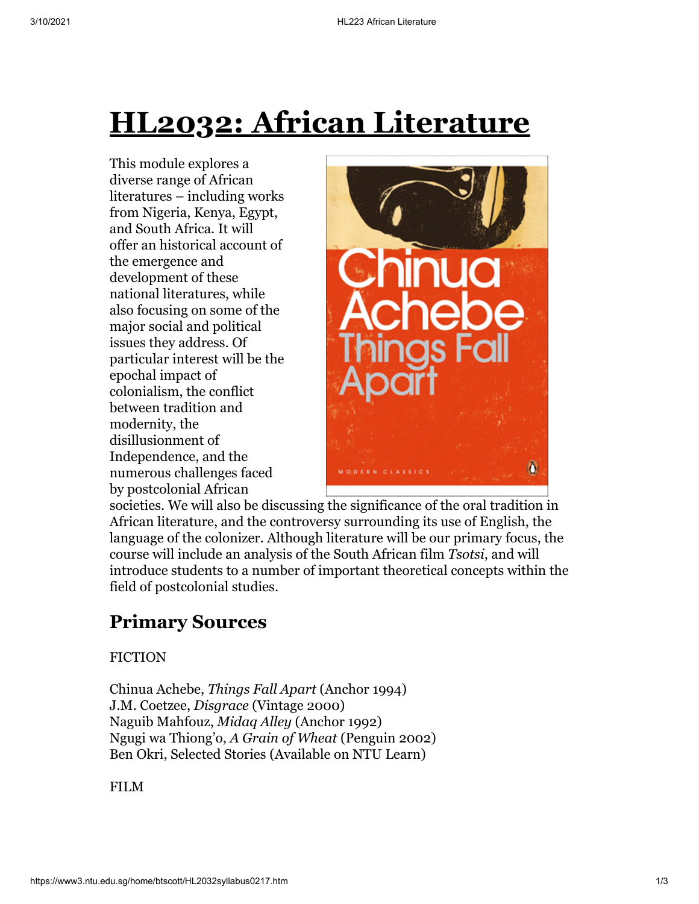# HL2032: African Literature

This module explores a diverse range of African literatures – including works from Nigeria, Kenya, Egypt, and South Africa. It will offer an historical account of the emergence and development of these national literatures, while also focusing on some of the major social and political issues they address. Of particular interest will be the epochal impact of colonialism, the conflict between tradition and modernity, the disillusionment of Independence, and the numerous challenges faced by postcolonial African societies. We will also be discussing the significance of the oral tradition in African literature, and the controversy surrounding its use of English, the language of the colonizer. Although literature will be our primary focus, the course will include an analysis of the South African film *Tsotsi*, and will introduce students to a number of important theoretical concepts within the field of postcolonial studies.

## Primary Sources

FICTION

Chinua Achebe, *Things Fall Apart* (Anchor 1994)
J.M. Coetzee, *Disgrace* (Vintage 2000)
Naguib Mahfouz, *Midaq Alley* (Anchor 1992)
Ngugi wa Thiong'o, *A Grain of Wheat* (Penguin 2002)
Ben Okri, Selected Stories (Available on NTU Learn)

FILM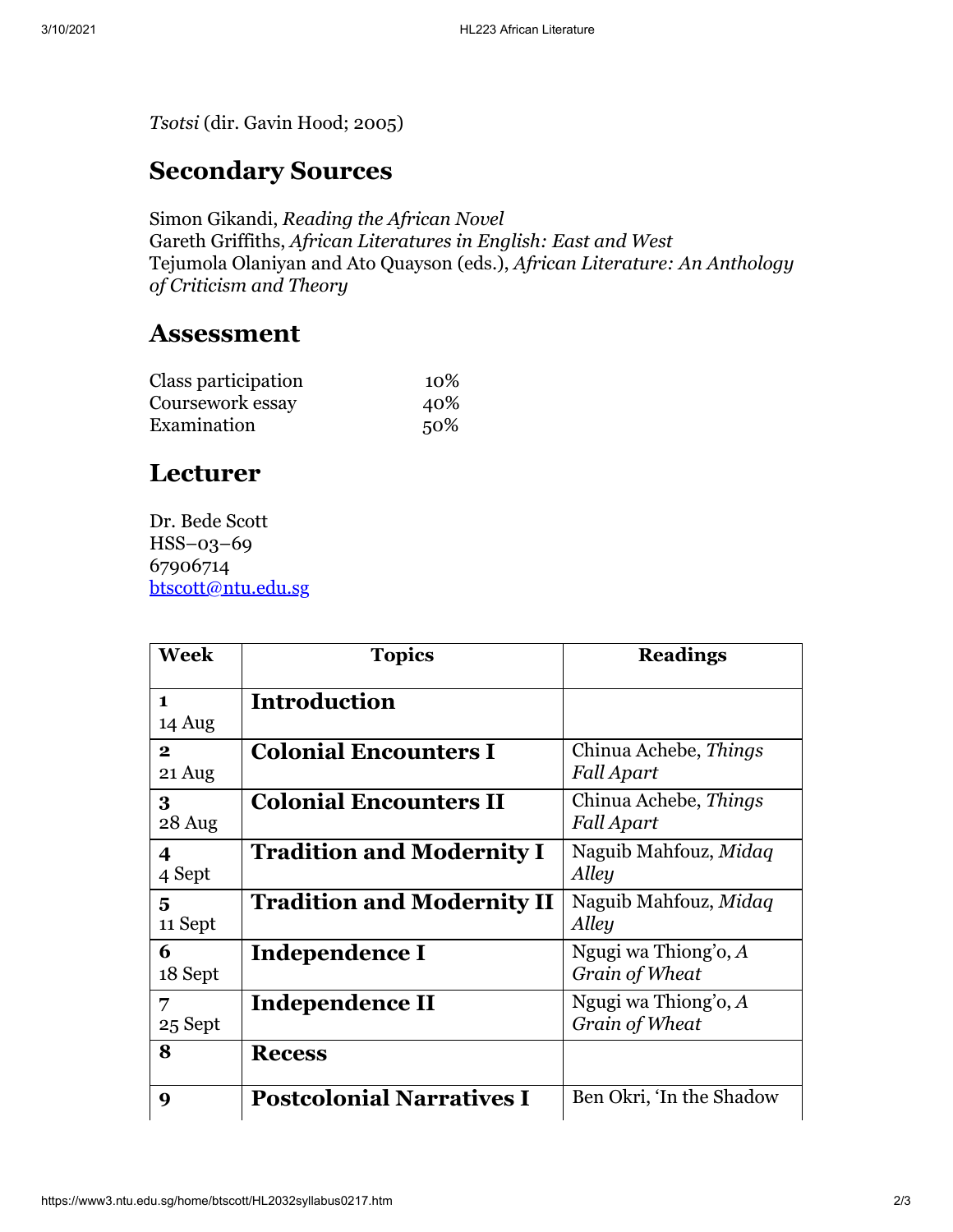*Tsotsi* (dir. Gavin Hood; 2005)

## Secondary Sources

Simon Gikandi, *Reading the African Novel*
Gareth Griffiths, *African Literatures in English: East and West*
Tejumola Olaniyan and Ato Quayson (eds.), *African Literature: An Anthology of Criticism and Theory*

## Assessment

| | |
|---|---|
| Class participation | 10% |
| Coursework essay | 40% |
| Examination | 50% |

## Lecturer

Dr. Bede Scott
HSS–03–69
67906714
btscott@ntu.edu.sg

| Week | Topics | Readings |
|---|---|---|
| **1** 14 Aug | **Introduction** | |
| **2** 21 Aug | **Colonial Encounters I** | Chinua Achebe, *Things Fall Apart* |
| **3** 28 Aug | **Colonial Encounters II** | Chinua Achebe, *Things Fall Apart* |
| **4** 4 Sept | **Tradition and Modernity I** | Naguib Mahfouz, *Midaq Alley* |
| **5** 11 Sept | **Tradition and Modernity II** | Naguib Mahfouz, *Midaq Alley* |
| **6** 18 Sept | **Independence I** | Ngugi wa Thiong'o, *A Grain of Wheat* |
| **7** 25 Sept | **Independence II** | Ngugi wa Thiong'o, *A Grain of Wheat* |
| **8** | **Recess** | |
| **9** | **Postcolonial Narratives I** | Ben Okri, 'In the Shadow |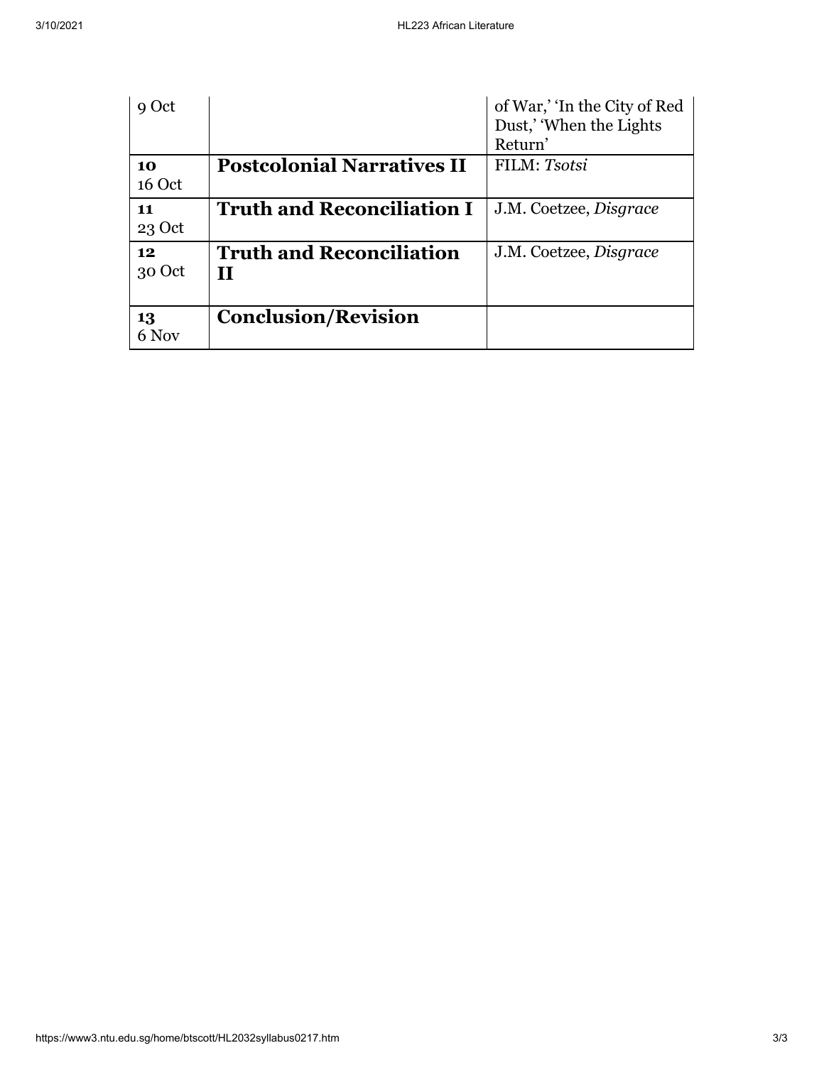| | | |
|---|---|---|
| 9 Oct | | of War,' 'In the City of Red Dust,' 'When the Lights Return' |
| **10** 16 Oct | **Postcolonial Narratives II** | FILM: *Tsotsi* |
| **11** 23 Oct | **Truth and Reconciliation I** | J.M. Coetzee, *Disgrace* |
| **12** 30 Oct | **Truth and Reconciliation II** | J.M. Coetzee, *Disgrace* |
| **13** 6 Nov | **Conclusion/Revision** | |